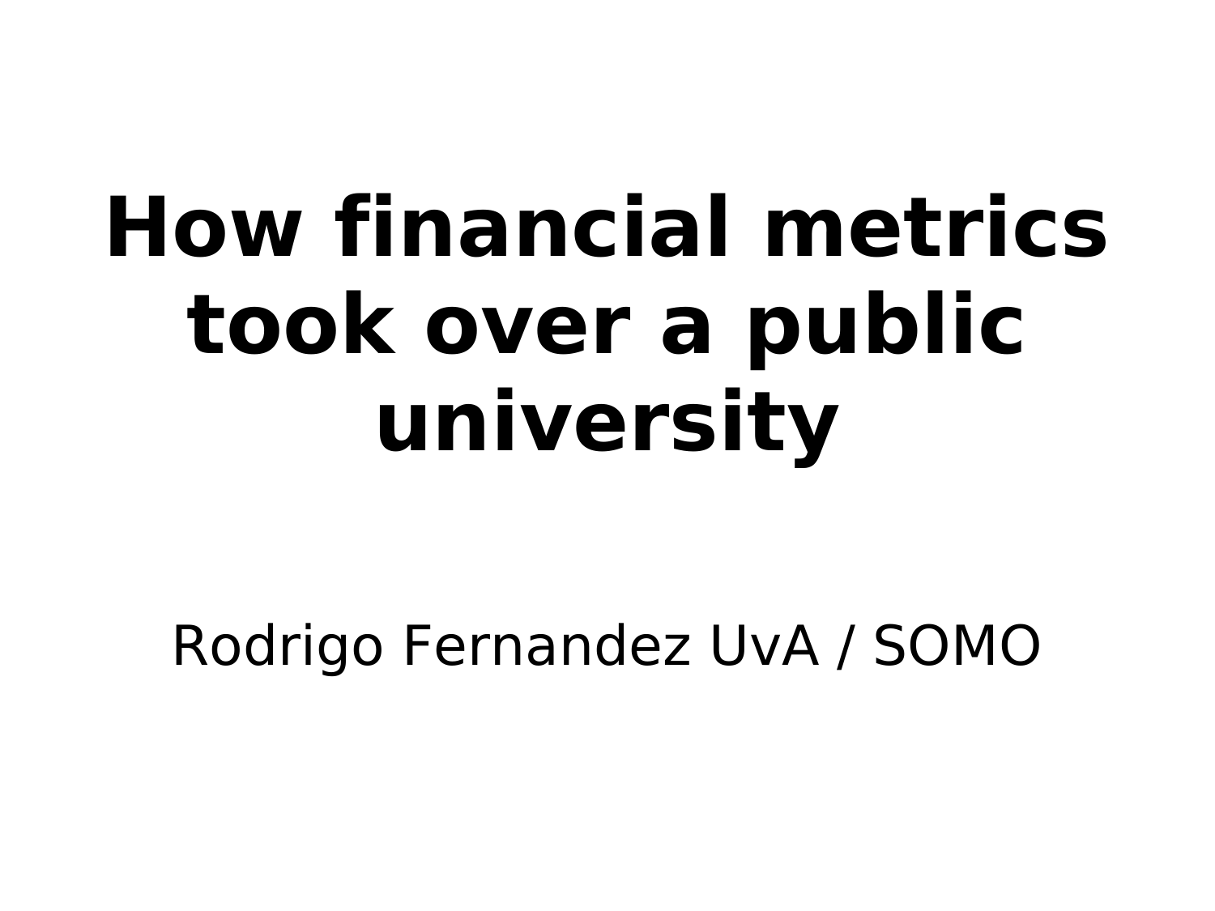# How financial metrics took over a public university

Rodrigo Fernandez UvA / SOMO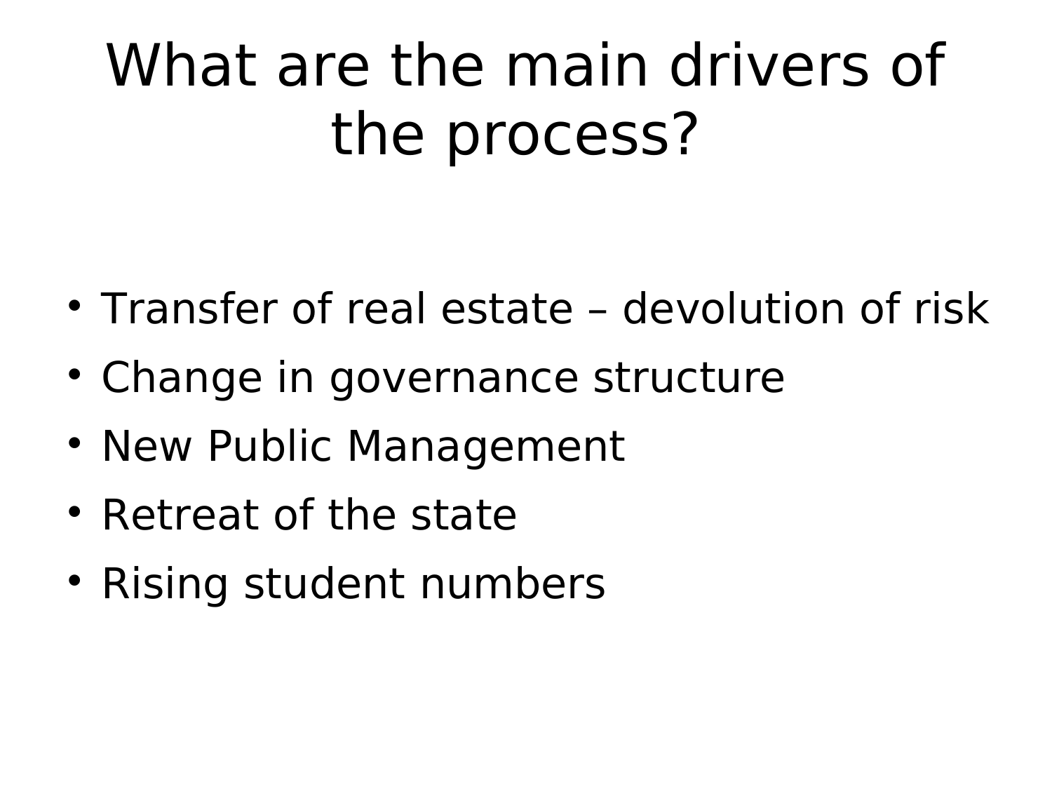# What are the main drivers of the process?

- Transfer of real estate – devolution of risk
- Change in governance structure
- New Public Management
- Retreat of the state
- Rising student numbers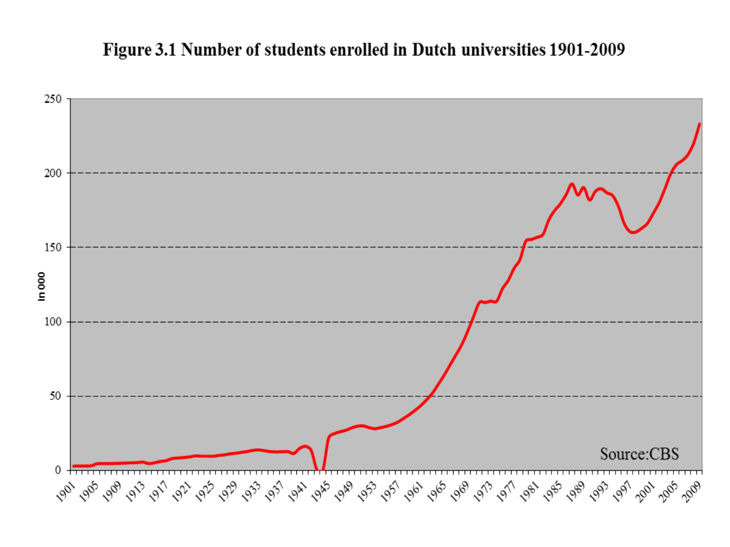**Figure 3.1 Number of students enrolled in Dutch universities 1901-2009**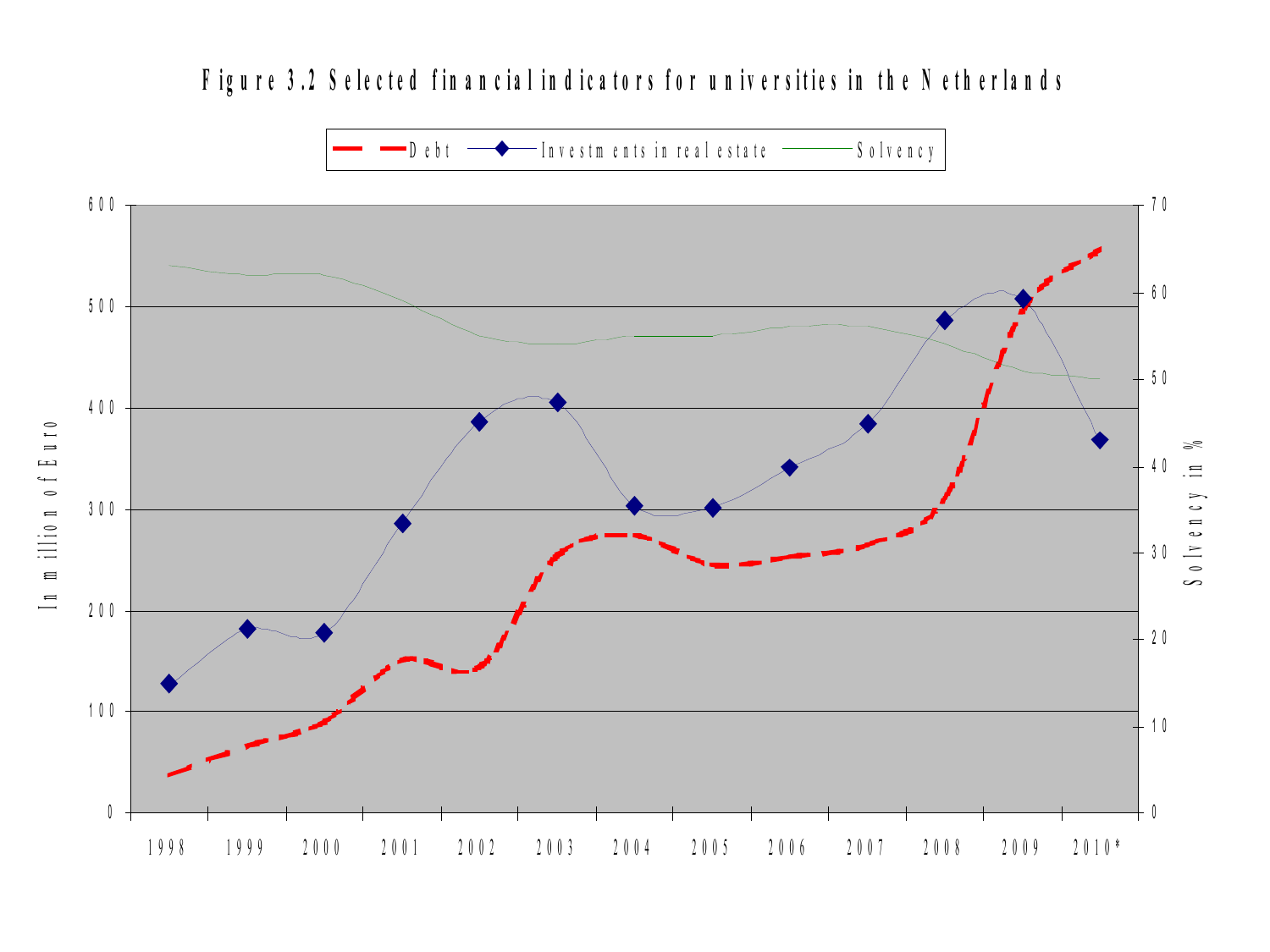# Figure 3.2 Selected financial indicators for universities in the Netherlands

Debt — Investments in real estate — Solvency

In million of Euro

Solvency in %

1998 1999 2000 2001 2002 2003 2004 2005 2006 2007 2008 2009 2010*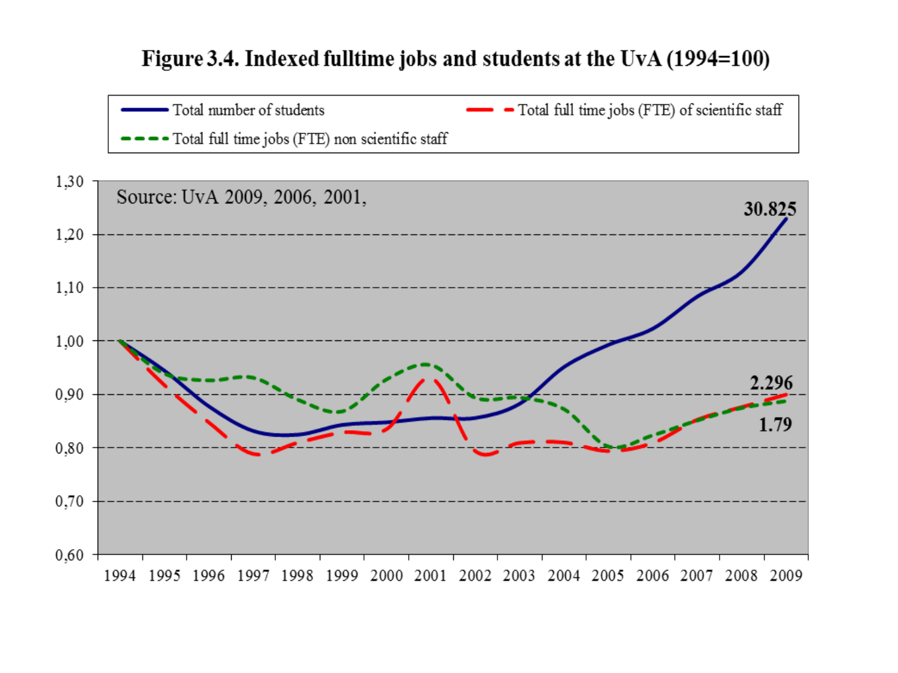**Figure 3.4. Indexed fulltime jobs and students at the UvA (1994=100)**

Source: UvA 2009, 2006, 2001,

- Total number of students
- Total full time jobs (FTE) of scientific staff
- Total full time jobs (FTE) non scientific staff

30.825

2.296

1.79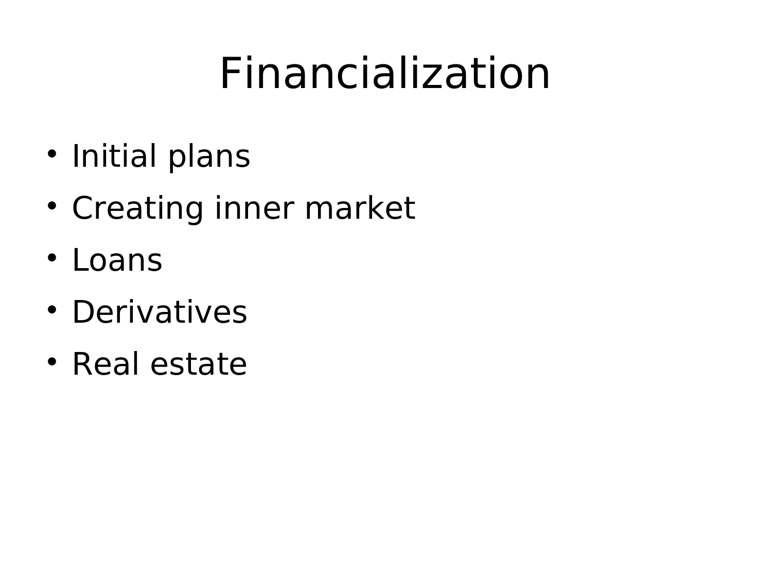# Financialization

- Initial plans
- Creating inner market
- Loans
- Derivatives
- Real estate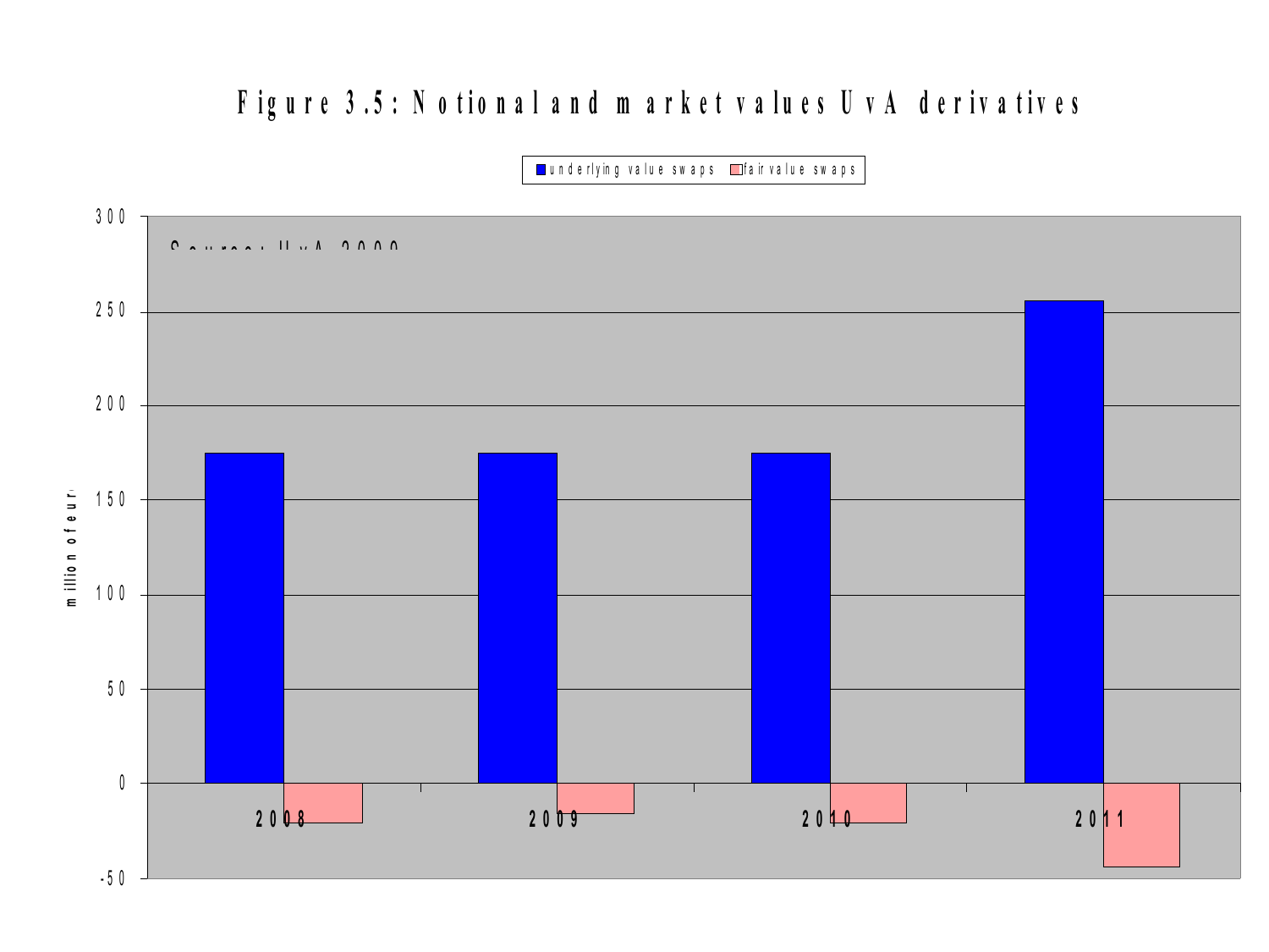# Figure 3.5: Notional and market values UvA derivatives

■ underlying value swaps ■ fair value swaps

Source: UvA 2009

| Year | underlying value swaps (million of euro) | fair value swaps (million of euro) |
|---|---|---|
| 2008 | 175 | -21 |
| 2009 | 175 | -16 |
| 2010 | 175 | -21 |
| 2011 | 256 | -44 |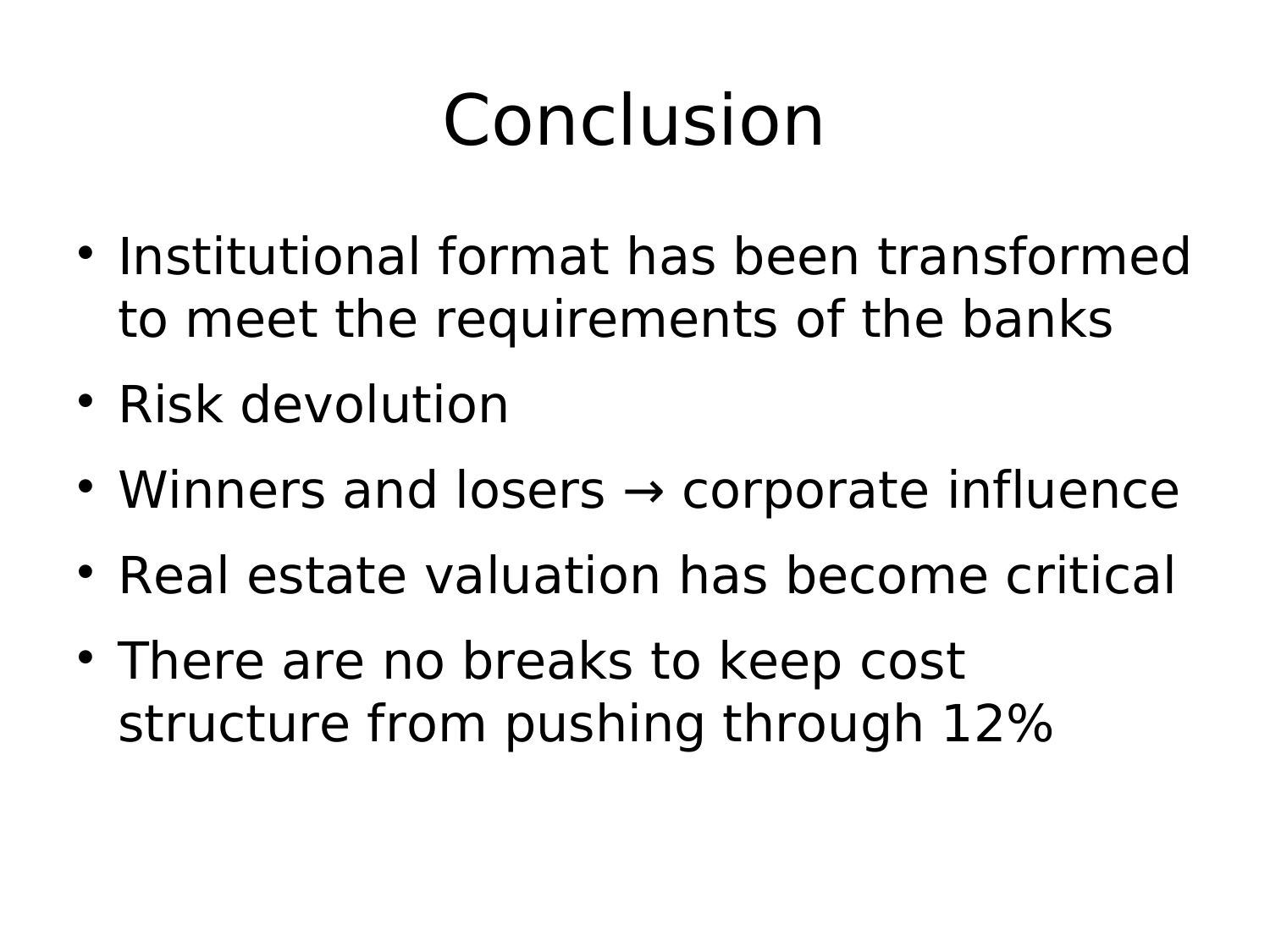# Conclusion

- Institutional format has been transformed to meet the requirements of the banks
- Risk devolution
- Winners and losers → corporate influence
- Real estate valuation has become critical
- There are no breaks to keep cost structure from pushing through 12%